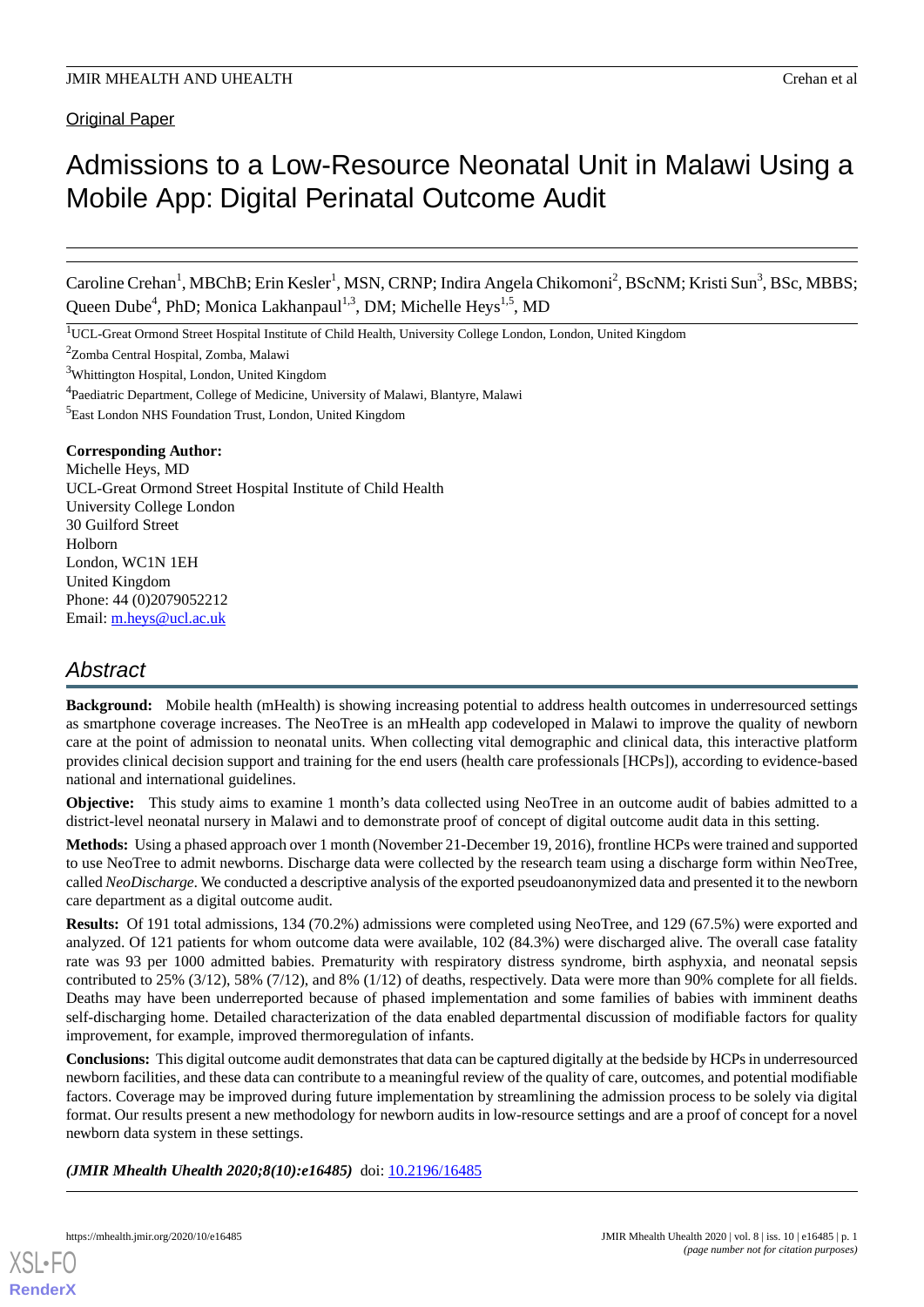Original Paper

# Admissions to a Low-Resource Neonatal Unit in Malawi Using a Mobile App: Digital Perinatal Outcome Audit

Caroline Crehan[1], MBChB; Erin Kesler[1], MSN, CRNP; Indira Angela Chikomoni[2], BScNM; Kristi Sun[3], BSc, MBBS; Queen Dube[4], PhD; Monica Lakhanpaul[1,3], DM; Michelle Heys[1,5], MD

[1]UCL-Great Ormond Street Hospital Institute of Child Health, University College London, London, United Kingdom

[2]Zomba Central Hospital, Zomba, Malawi

[3]Whittington Hospital, London, United Kingdom

[4]Paediatric Department, College of Medicine, University of Malawi, Blantyre, Malawi

[5]East London NHS Foundation Trust, London, United Kingdom

**Corresponding Author:**
Michelle Heys, MD
UCL-Great Ormond Street Hospital Institute of Child Health
University College London
30 Guilford Street
Holborn
London, WC1N 1EH
United Kingdom
Phone: 44 (0)2079052212
Email: m.heys@ucl.ac.uk

## Abstract

**Background:** Mobile health (mHealth) is showing increasing potential to address health outcomes in underresourced settings as smartphone coverage increases. The NeoTree is an mHealth app codeveloped in Malawi to improve the quality of newborn care at the point of admission to neonatal units. When collecting vital demographic and clinical data, this interactive platform provides clinical decision support and training for the end users (health care professionals [HCPs]), according to evidence-based national and international guidelines.

**Objective:** This study aims to examine 1 month's data collected using NeoTree in an outcome audit of babies admitted to a district-level neonatal nursery in Malawi and to demonstrate proof of concept of digital outcome audit data in this setting.

**Methods:** Using a phased approach over 1 month (November 21-December 19, 2016), frontline HCPs were trained and supported to use NeoTree to admit newborns. Discharge data were collected by the research team using a discharge form within NeoTree, called *NeoDischarge*. We conducted a descriptive analysis of the exported pseudoanonymized data and presented it to the newborn care department as a digital outcome audit.

**Results:** Of 191 total admissions, 134 (70.2%) admissions were completed using NeoTree, and 129 (67.5%) were exported and analyzed. Of 121 patients for whom outcome data were available, 102 (84.3%) were discharged alive. The overall case fatality rate was 93 per 1000 admitted babies. Prematurity with respiratory distress syndrome, birth asphyxia, and neonatal sepsis contributed to 25% (3/12), 58% (7/12), and 8% (1/12) of deaths, respectively. Data were more than 90% complete for all fields. Deaths may have been underreported because of phased implementation and some families of babies with imminent deaths self-discharging home. Detailed characterization of the data enabled departmental discussion of modifiable factors for quality improvement, for example, improved thermoregulation of infants.

**Conclusions:** This digital outcome audit demonstrates that data can be captured digitally at the bedside by HCPs in underresourced newborn facilities, and these data can contribute to a meaningful review of the quality of care, outcomes, and potential modifiable factors. Coverage may be improved during future implementation by streamlining the admission process to be solely via digital format. Our results present a new methodology for newborn audits in low-resource settings and are a proof of concept for a novel newborn data system in these settings.

***(JMIR Mhealth Uhealth 2020;8(10):e16485)*** doi: 10.2196/16485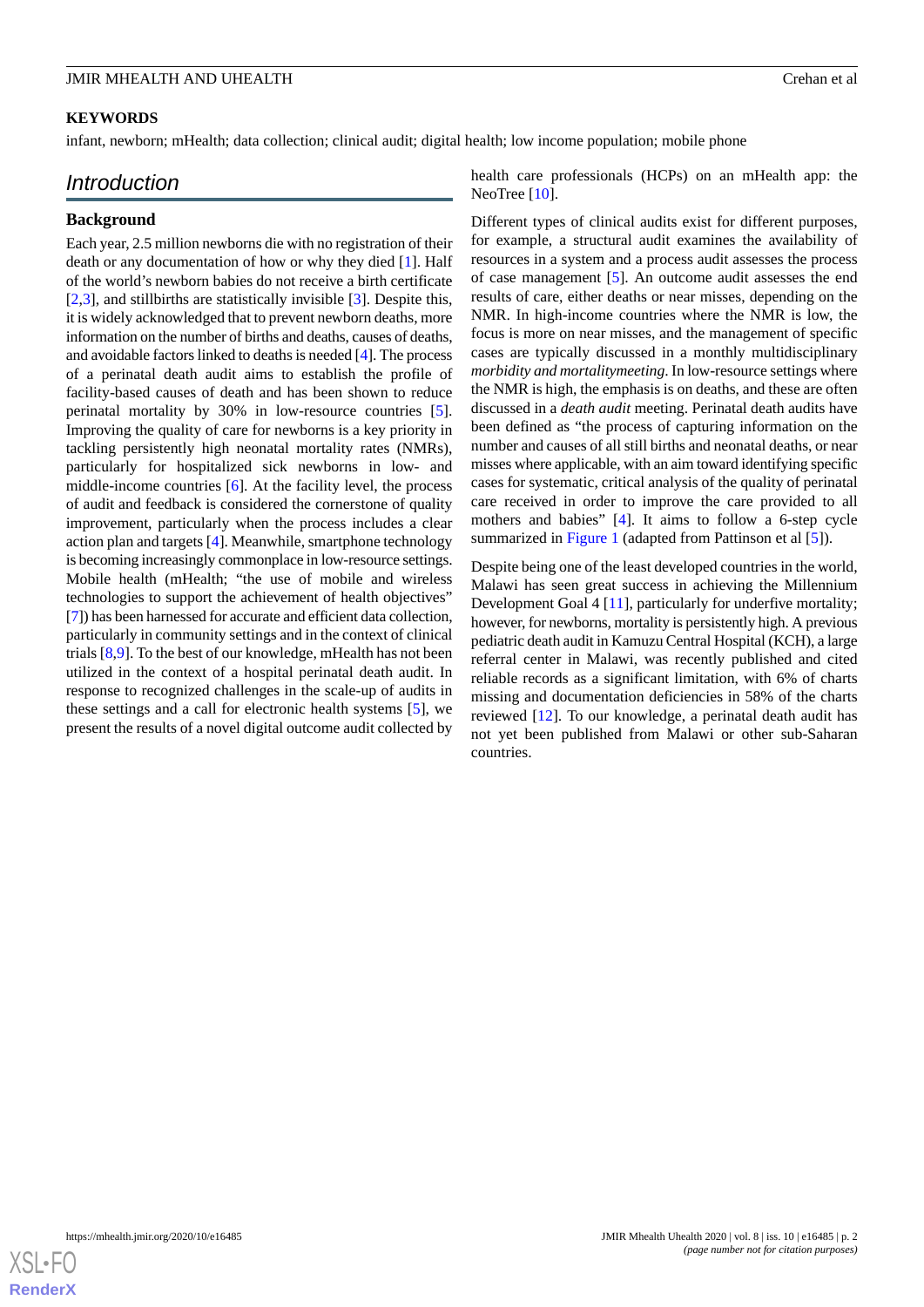**KEYWORDS**

infant, newborn; mHealth; data collection; clinical audit; digital health; low income population; mobile phone

## Introduction

### Background

Each year, 2.5 million newborns die with no registration of their death or any documentation of how or why they died [1]. Half of the world's newborn babies do not receive a birth certificate [2,3], and stillbirths are statistically invisible [3]. Despite this, it is widely acknowledged that to prevent newborn deaths, more information on the number of births and deaths, causes of deaths, and avoidable factors linked to deaths is needed [4]. The process of a perinatal death audit aims to establish the profile of facility-based causes of death and has been shown to reduce perinatal mortality by 30% in low-resource countries [5]. Improving the quality of care for newborns is a key priority in tackling persistently high neonatal mortality rates (NMRs), particularly for hospitalized sick newborns in low- and middle-income countries [6]. At the facility level, the process of audit and feedback is considered the cornerstone of quality improvement, particularly when the process includes a clear action plan and targets [4]. Meanwhile, smartphone technology is becoming increasingly commonplace in low-resource settings. Mobile health (mHealth; "the use of mobile and wireless technologies to support the achievement of health objectives" [7]) has been harnessed for accurate and efficient data collection, particularly in community settings and in the context of clinical trials [8,9]. To the best of our knowledge, mHealth has not been utilized in the context of a hospital perinatal death audit. In response to recognized challenges in the scale-up of audits in these settings and a call for electronic health systems [5], we present the results of a novel digital outcome audit collected by health care professionals (HCPs) on an mHealth app: the NeoTree [10].

Different types of clinical audits exist for different purposes, for example, a structural audit examines the availability of resources in a system and a process audit assesses the process of case management [5]. An outcome audit assesses the end results of care, either deaths or near misses, depending on the NMR. In high-income countries where the NMR is low, the focus is more on near misses, and the management of specific cases are typically discussed in a monthly multidisciplinary *morbidity and mortalitymeeting*. In low-resource settings where the NMR is high, the emphasis is on deaths, and these are often discussed in a *death audit* meeting. Perinatal death audits have been defined as "the process of capturing information on the number and causes of all still births and neonatal deaths, or near misses where applicable, with an aim toward identifying specific cases for systematic, critical analysis of the quality of perinatal care received in order to improve the care provided to all mothers and babies" [4]. It aims to follow a 6-step cycle summarized in Figure 1 (adapted from Pattinson et al [5]).

Despite being one of the least developed countries in the world, Malawi has seen great success in achieving the Millennium Development Goal 4 [11], particularly for underfive mortality; however, for newborns, mortality is persistently high. A previous pediatric death audit in Kamuzu Central Hospital (KCH), a large referral center in Malawi, was recently published and cited reliable records as a significant limitation, with 6% of charts missing and documentation deficiencies in 58% of the charts reviewed [12]. To our knowledge, a perinatal death audit has not yet been published from Malawi or other sub-Saharan countries.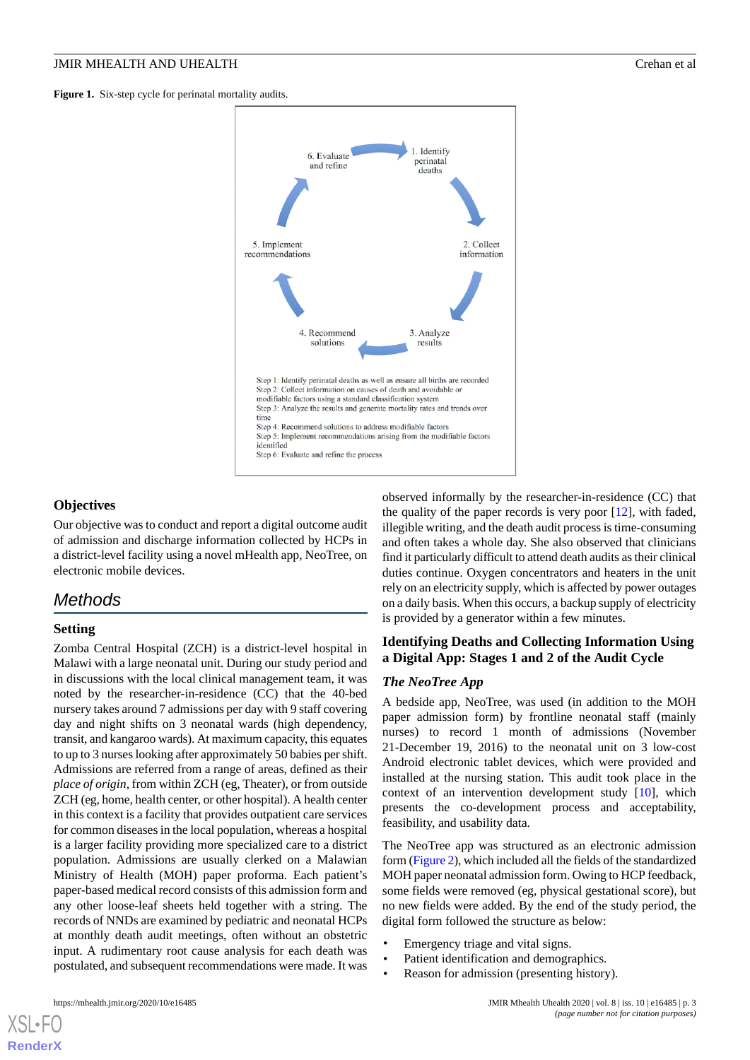**Figure 1.** Six-step cycle for perinatal mortality audits.

1. Identify perinatal deaths
2. Collect information
3. Analyze results
4. Recommend solutions
5. Implement recommendations
6. Evaluate and refine

Step 1: Identify perinatal deaths as well as ensure all births are recorded
Step 2: Collect information on causes of death and avoidable or modifiable factors using a standard classification system
Step 3: Analyze the results and generate mortality rates and trends over time
Step 4: Recommend solutions to address modifiable factors
Step 5: Implement recommendations arising from the modifiable factors identified
Step 6: Evaluate and refine the process

## Objectives

Our objective was to conduct and report a digital outcome audit of admission and discharge information collected by HCPs in a district-level facility using a novel mHealth app, NeoTree, on electronic mobile devices.

# Methods

## Setting

Zomba Central Hospital (ZCH) is a district-level hospital in Malawi with a large neonatal unit. During our study period and in discussions with the local clinical management team, it was noted by the researcher-in-residence (CC) that the 40-bed nursery takes around 7 admissions per day with 9 staff covering day and night shifts on 3 neonatal wards (high dependency, transit, and kangaroo wards). At maximum capacity, this equates to up to 3 nurses looking after approximately 50 babies per shift. Admissions are referred from a range of areas, defined as their *place of origin*, from within ZCH (eg, Theater), or from outside ZCH (eg, home, health center, or other hospital). A health center in this context is a facility that provides outpatient care services for common diseases in the local population, whereas a hospital is a larger facility providing more specialized care to a district population. Admissions are usually clerked on a Malawian Ministry of Health (MOH) paper proforma. Each patient's paper-based medical record consists of this admission form and any other loose-leaf sheets held together with a string. The records of NNDs are examined by pediatric and neonatal HCPs at monthly death audit meetings, often without an obstetric input. A rudimentary root cause analysis for each death was postulated, and subsequent recommendations were made. It was observed informally by the researcher-in-residence (CC) that the quality of the paper records is very poor [12], with faded, illegible writing, and the death audit process is time-consuming and often takes a whole day. She also observed that clinicians find it particularly difficult to attend death audits as their clinical duties continue. Oxygen concentrators and heaters in the unit rely on an electricity supply, which is affected by power outages on a daily basis. When this occurs, a backup supply of electricity is provided by a generator within a few minutes.

## Identifying Deaths and Collecting Information Using a Digital App: Stages 1 and 2 of the Audit Cycle

### *The NeoTree App*

A bedside app, NeoTree, was used (in addition to the MOH paper admission form) by frontline neonatal staff (mainly nurses) to record 1 month of admissions (November 21-December 19, 2016) to the neonatal unit on 3 low-cost Android electronic tablet devices, which were provided and installed at the nursing station. This audit took place in the context of an intervention development study [10], which presents the co-development process and acceptability, feasibility, and usability data.

The NeoTree app was structured as an electronic admission form (Figure 2), which included all the fields of the standardized MOH paper neonatal admission form. Owing to HCP feedback, some fields were removed (eg, physical gestational score), but no new fields were added. By the end of the study period, the digital form followed the structure as below:

- Emergency triage and vital signs.
- Patient identification and demographics.
- Reason for admission (presenting history).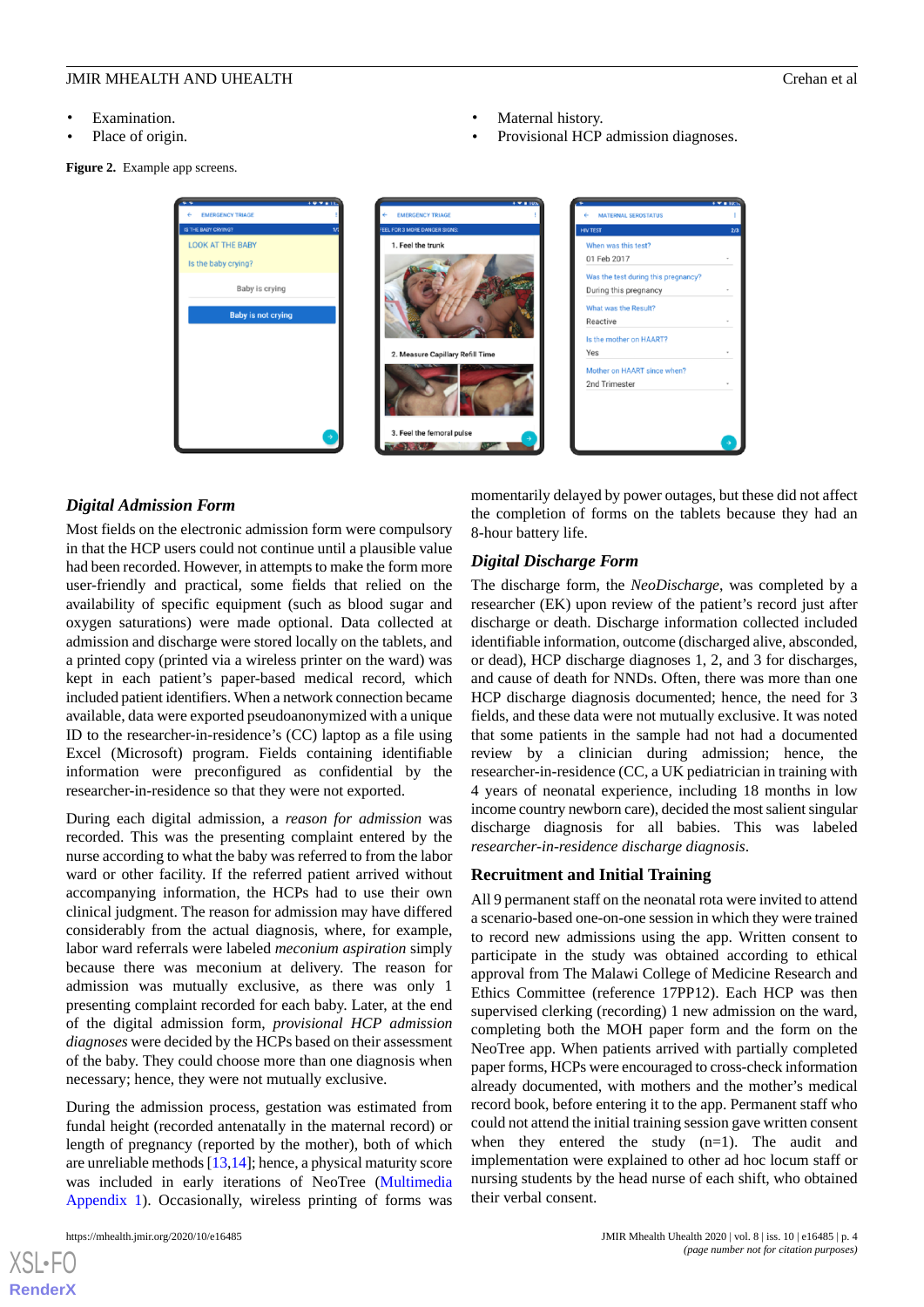- Examination.
- Place of origin.
- Maternal history.
- Provisional HCP admission diagnoses.

**Figure 2.** Example app screens.

### Digital Admission Form

Most fields on the electronic admission form were compulsory in that the HCP users could not continue until a plausible value had been recorded. However, in attempts to make the form more user-friendly and practical, some fields that relied on the availability of specific equipment (such as blood sugar and oxygen saturations) were made optional. Data collected at admission and discharge were stored locally on the tablets, and a printed copy (printed via a wireless printer on the ward) was kept in each patient's paper-based medical record, which included patient identifiers. When a network connection became available, data were exported pseudoanonymized with a unique ID to the researcher-in-residence's (CC) laptop as a file using Excel (Microsoft) program. Fields containing identifiable information were preconfigured as confidential by the researcher-in-residence so that they were not exported.

During each digital admission, a *reason for admission* was recorded. This was the presenting complaint entered by the nurse according to what the baby was referred to from the labor ward or other facility. If the referred patient arrived without accompanying information, the HCPs had to use their own clinical judgment. The reason for admission may have differed considerably from the actual diagnosis, where, for example, labor ward referrals were labeled *meconium aspiration* simply because there was meconium at delivery. The reason for admission was mutually exclusive, as there was only 1 presenting complaint recorded for each baby. Later, at the end of the digital admission form, *provisional HCP admission diagnoses* were decided by the HCPs based on their assessment of the baby. They could choose more than one diagnosis when necessary; hence, they were not mutually exclusive.

During the admission process, gestation was estimated from fundal height (recorded antenatally in the maternal record) or length of pregnancy (reported by the mother), both of which are unreliable methods [13,14]; hence, a physical maturity score was included in early iterations of NeoTree (Multimedia Appendix 1). Occasionally, wireless printing of forms was momentarily delayed by power outages, but these did not affect the completion of forms on the tablets because they had an 8-hour battery life.

### Digital Discharge Form

The discharge form, the *NeoDischarge*, was completed by a researcher (EK) upon review of the patient's record just after discharge or death. Discharge information collected included identifiable information, outcome (discharged alive, absconded, or dead), HCP discharge diagnoses 1, 2, and 3 for discharges, and cause of death for NNDs. Often, there was more than one HCP discharge diagnosis documented; hence, the need for 3 fields, and these data were not mutually exclusive. It was noted that some patients in the sample had not had a documented review by a clinician during admission; hence, the researcher-in-residence (CC, a UK pediatrician in training with 4 years of neonatal experience, including 18 months in low income country newborn care), decided the most salient singular discharge diagnosis for all babies. This was labeled *researcher-in-residence discharge diagnosis*.

## Recruitment and Initial Training

All 9 permanent staff on the neonatal rota were invited to attend a scenario-based one-on-one session in which they were trained to record new admissions using the app. Written consent to participate in the study was obtained according to ethical approval from The Malawi College of Medicine Research and Ethics Committee (reference 17PP12). Each HCP was then supervised clerking (recording) 1 new admission on the ward, completing both the MOH paper form and the form on the NeoTree app. When patients arrived with partially completed paper forms, HCPs were encouraged to cross-check information already documented, with mothers and the mother's medical record book, before entering it to the app. Permanent staff who could not attend the initial training session gave written consent when they entered the study (n=1). The audit and implementation were explained to other ad hoc locum staff or nursing students by the head nurse of each shift, who obtained their verbal consent.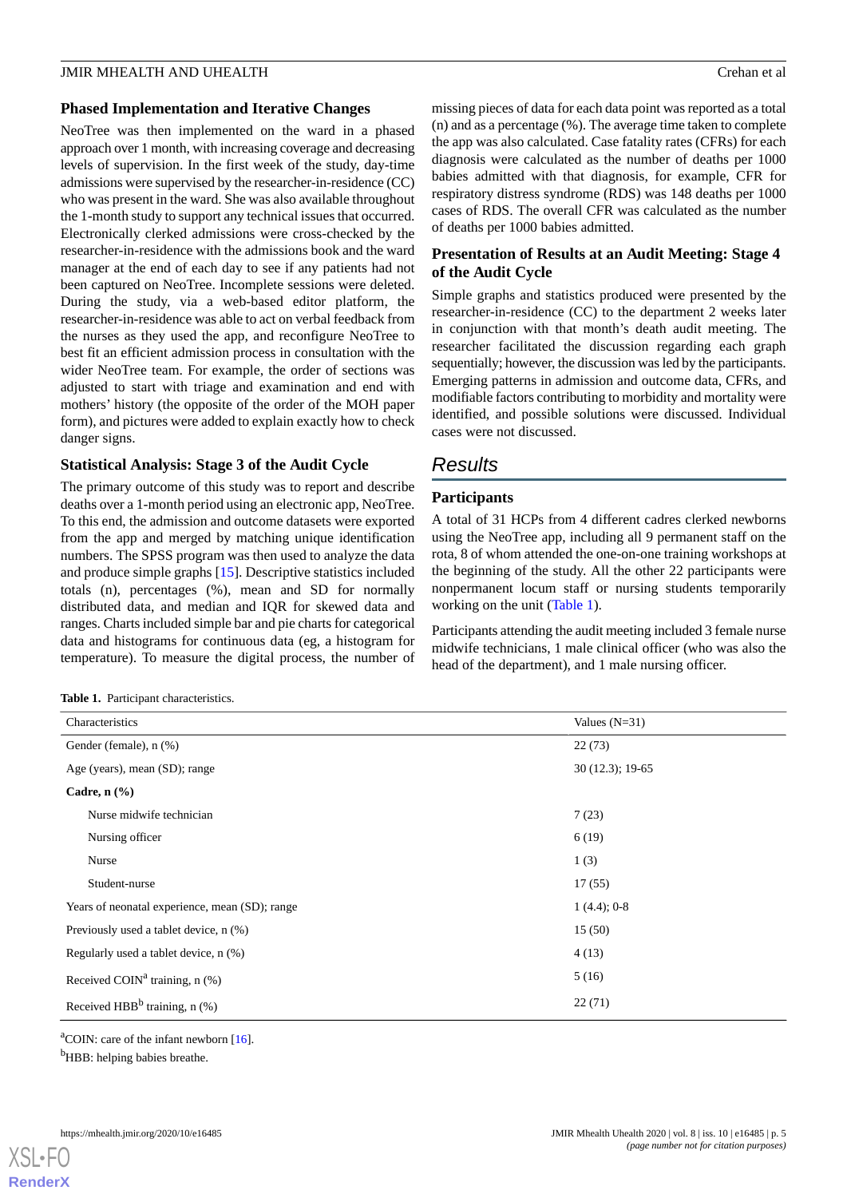### Phased Implementation and Iterative Changes

NeoTree was then implemented on the ward in a phased approach over 1 month, with increasing coverage and decreasing levels of supervision. In the first week of the study, day-time admissions were supervised by the researcher-in-residence (CC) who was present in the ward. She was also available throughout the 1-month study to support any technical issues that occurred. Electronically clerked admissions were cross-checked by the researcher-in-residence with the admissions book and the ward manager at the end of each day to see if any patients had not been captured on NeoTree. Incomplete sessions were deleted. During the study, via a web-based editor platform, the researcher-in-residence was able to act on verbal feedback from the nurses as they used the app, and reconfigure NeoTree to best fit an efficient admission process in consultation with the wider NeoTree team. For example, the order of sections was adjusted to start with triage and examination and end with mothers' history (the opposite of the order of the MOH paper form), and pictures were added to explain exactly how to check danger signs.

### Statistical Analysis: Stage 3 of the Audit Cycle

The primary outcome of this study was to report and describe deaths over a 1-month period using an electronic app, NeoTree. To this end, the admission and outcome datasets were exported from the app and merged by matching unique identification numbers. The SPSS program was then used to analyze the data and produce simple graphs [15]. Descriptive statistics included totals (n), percentages (%), mean and SD for normally distributed data, and median and IQR for skewed data and ranges. Charts included simple bar and pie charts for categorical data and histograms for continuous data (eg, a histogram for temperature). To measure the digital process, the number of missing pieces of data for each data point was reported as a total (n) and as a percentage (%). The average time taken to complete the app was also calculated. Case fatality rates (CFRs) for each diagnosis were calculated as the number of deaths per 1000 babies admitted with that diagnosis, for example, CFR for respiratory distress syndrome (RDS) was 148 deaths per 1000 cases of RDS. The overall CFR was calculated as the number of deaths per 1000 babies admitted.

### Presentation of Results at an Audit Meeting: Stage 4 of the Audit Cycle

Simple graphs and statistics produced were presented by the researcher-in-residence (CC) to the department 2 weeks later in conjunction with that month's death audit meeting. The researcher facilitated the discussion regarding each graph sequentially; however, the discussion was led by the participants. Emerging patterns in admission and outcome data, CFRs, and modifiable factors contributing to morbidity and mortality were identified, and possible solutions were discussed. Individual cases were not discussed.

## Results

### Participants

A total of 31 HCPs from 4 different cadres clerked newborns using the NeoTree app, including all 9 permanent staff on the rota, 8 of whom attended the one-on-one training workshops at the beginning of the study. All the other 22 participants were nonpermanent locum staff or nursing students temporarily working on the unit (Table 1).

Participants attending the audit meeting included 3 female nurse midwife technicians, 1 male clinical officer (who was also the head of the department), and 1 male nursing officer.

**Table 1.** Participant characteristics.

| Characteristics | Values (N=31) |
|---|---|
| Gender (female), n (%) | 22 (73) |
| Age (years), mean (SD); range | 30 (12.3); 19-65 |
| **Cadre, n (%)** | |
| Nurse midwife technician | 7 (23) |
| Nursing officer | 6 (19) |
| Nurse | 1 (3) |
| Student-nurse | 17 (55) |
| Years of neonatal experience, mean (SD); range | 1 (4.4); 0-8 |
| Previously used a tablet device, n (%) | 15 (50) |
| Regularly used a tablet device, n (%) | 4 (13) |
| Received COIN[a] training, n (%) | 5 (16) |
| Received HBB[b] training, n (%) | 22 (71) |

[a]COIN: care of the infant newborn [16].

[b]HBB: helping babies breathe.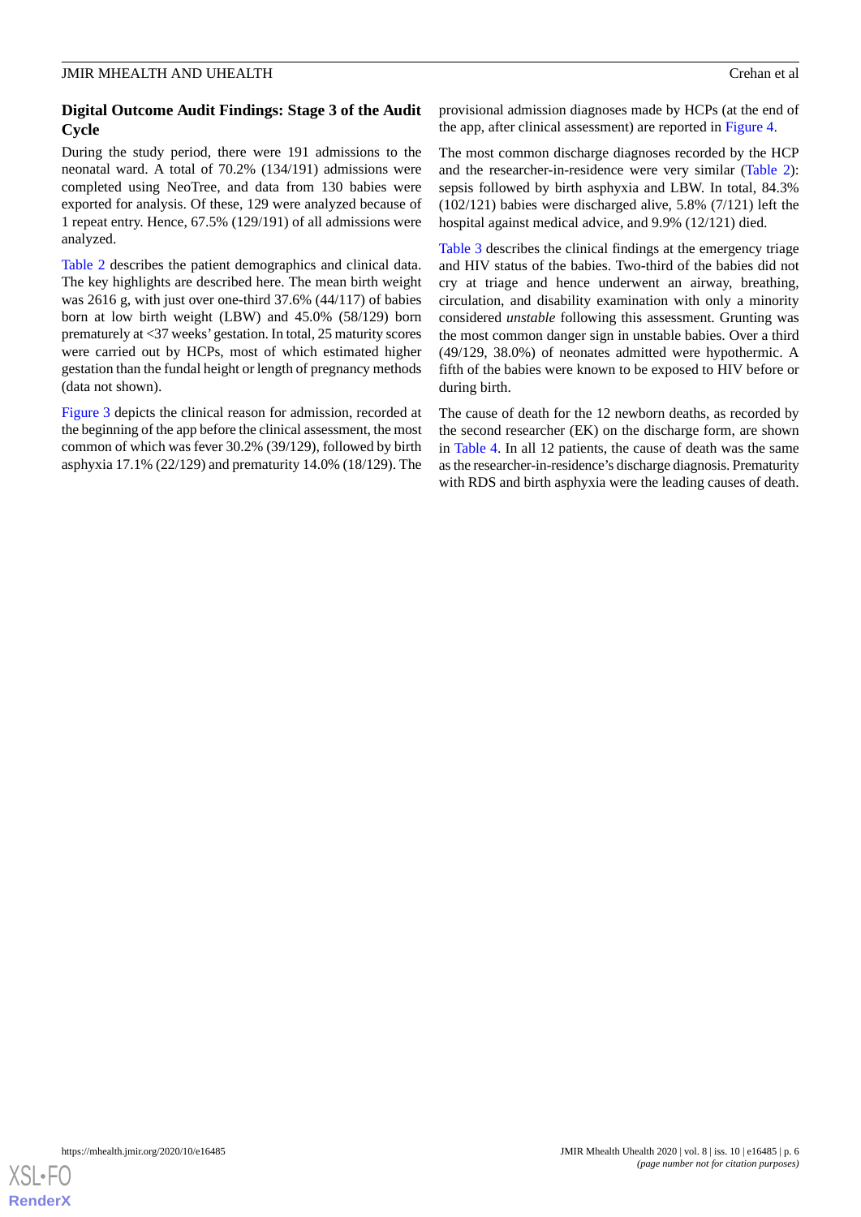### Digital Outcome Audit Findings: Stage 3 of the Audit Cycle

During the study period, there were 191 admissions to the neonatal ward. A total of 70.2% (134/191) admissions were completed using NeoTree, and data from 130 babies were exported for analysis. Of these, 129 were analyzed because of 1 repeat entry. Hence, 67.5% (129/191) of all admissions were analyzed.

Table 2 describes the patient demographics and clinical data. The key highlights are described here. The mean birth weight was 2616 g, with just over one-third 37.6% (44/117) of babies born at low birth weight (LBW) and 45.0% (58/129) born prematurely at <37 weeks' gestation. In total, 25 maturity scores were carried out by HCPs, most of which estimated higher gestation than the fundal height or length of pregnancy methods (data not shown).

Figure 3 depicts the clinical reason for admission, recorded at the beginning of the app before the clinical assessment, the most common of which was fever 30.2% (39/129), followed by birth asphyxia 17.1% (22/129) and prematurity 14.0% (18/129). The provisional admission diagnoses made by HCPs (at the end of the app, after clinical assessment) are reported in Figure 4.

The most common discharge diagnoses recorded by the HCP and the researcher-in-residence were very similar (Table 2): sepsis followed by birth asphyxia and LBW. In total, 84.3% (102/121) babies were discharged alive, 5.8% (7/121) left the hospital against medical advice, and 9.9% (12/121) died.

Table 3 describes the clinical findings at the emergency triage and HIV status of the babies. Two-third of the babies did not cry at triage and hence underwent an airway, breathing, circulation, and disability examination with only a minority considered *unstable* following this assessment. Grunting was the most common danger sign in unstable babies. Over a third (49/129, 38.0%) of neonates admitted were hypothermic. A fifth of the babies were known to be exposed to HIV before or during birth.

The cause of death for the 12 newborn deaths, as recorded by the second researcher (EK) on the discharge form, are shown in Table 4. In all 12 patients, the cause of death was the same as the researcher-in-residence's discharge diagnosis. Prematurity with RDS and birth asphyxia were the leading causes of death.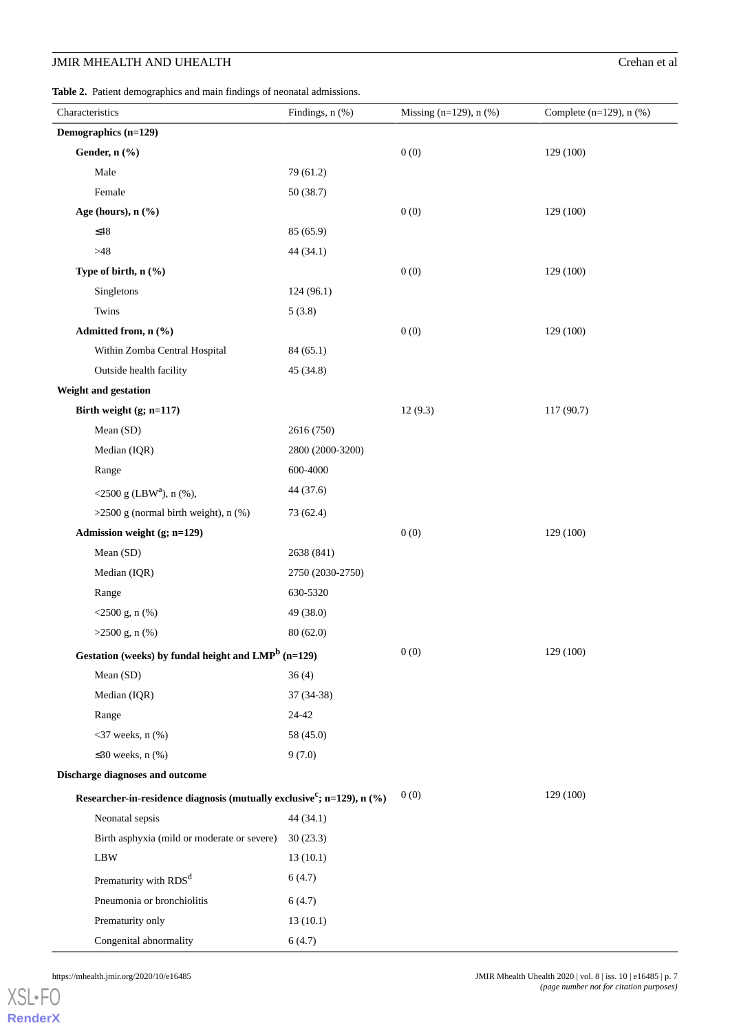**Table 2.** Patient demographics and main findings of neonatal admissions.

| Characteristics | Findings, n (%) | Missing (n=129), n (%) | Complete (n=129), n (%) |
|---|---|---|---|
| **Demographics (n=129)** | | | |
| **Gender, n (%)** | | 0 (0) | 129 (100) |
| Male | 79 (61.2) | | |
| Female | 50 (38.7) | | |
| **Age (hours), n (%)** | | 0 (0) | 129 (100) |
| ≤48 | 85 (65.9) | | |
| >48 | 44 (34.1) | | |
| **Type of birth, n (%)** | | 0 (0) | 129 (100) |
| Singletons | 124 (96.1) | | |
| Twins | 5 (3.8) | | |
| **Admitted from, n (%)** | | 0 (0) | 129 (100) |
| Within Zomba Central Hospital | 84 (65.1) | | |
| Outside health facility | 45 (34.8) | | |
| **Weight and gestation** | | | |
| **Birth weight (g; n=117)** | | 12 (9.3) | 117 (90.7) |
| Mean (SD) | 2616 (750) | | |
| Median (IQR) | 2800 (2000-3200) | | |
| Range | 600-4000 | | |
| <2500 g (LBW[a]), n (%), | 44 (37.6) | | |
| >2500 g (normal birth weight), n (%) | 73 (62.4) | | |
| **Admission weight (g; n=129)** | | 0 (0) | 129 (100) |
| Mean (SD) | 2638 (841) | | |
| Median (IQR) | 2750 (2030-2750) | | |
| Range | 630-5320 | | |
| <2500 g, n (%) | 49 (38.0) | | |
| >2500 g, n (%) | 80 (62.0) | | |
| **Gestation (weeks) by fundal height and LMP[b] (n=129)** | | 0 (0) | 129 (100) |
| Mean (SD) | 36 (4) | | |
| Median (IQR) | 37 (34-38) | | |
| Range | 24-42 | | |
| <37 weeks, n (%) | 58 (45.0) | | |
| ≤30 weeks, n (%) | 9 (7.0) | | |
| **Discharge diagnoses and outcome** | | | |
| **Researcher-in-residence diagnosis (mutually exclusive[c]; n=129), n (%)** | | 0 (0) | 129 (100) |
| Neonatal sepsis | 44 (34.1) | | |
| Birth asphyxia (mild or moderate or severe) | 30 (23.3) | | |
| LBW | 13 (10.1) | | |
| Prematurity with RDS[d] | 6 (4.7) | | |
| Pneumonia or bronchiolitis | 6 (4.7) | | |
| Prematurity only | 13 (10.1) | | |
| Congenital abnormality | 6 (4.7) | | |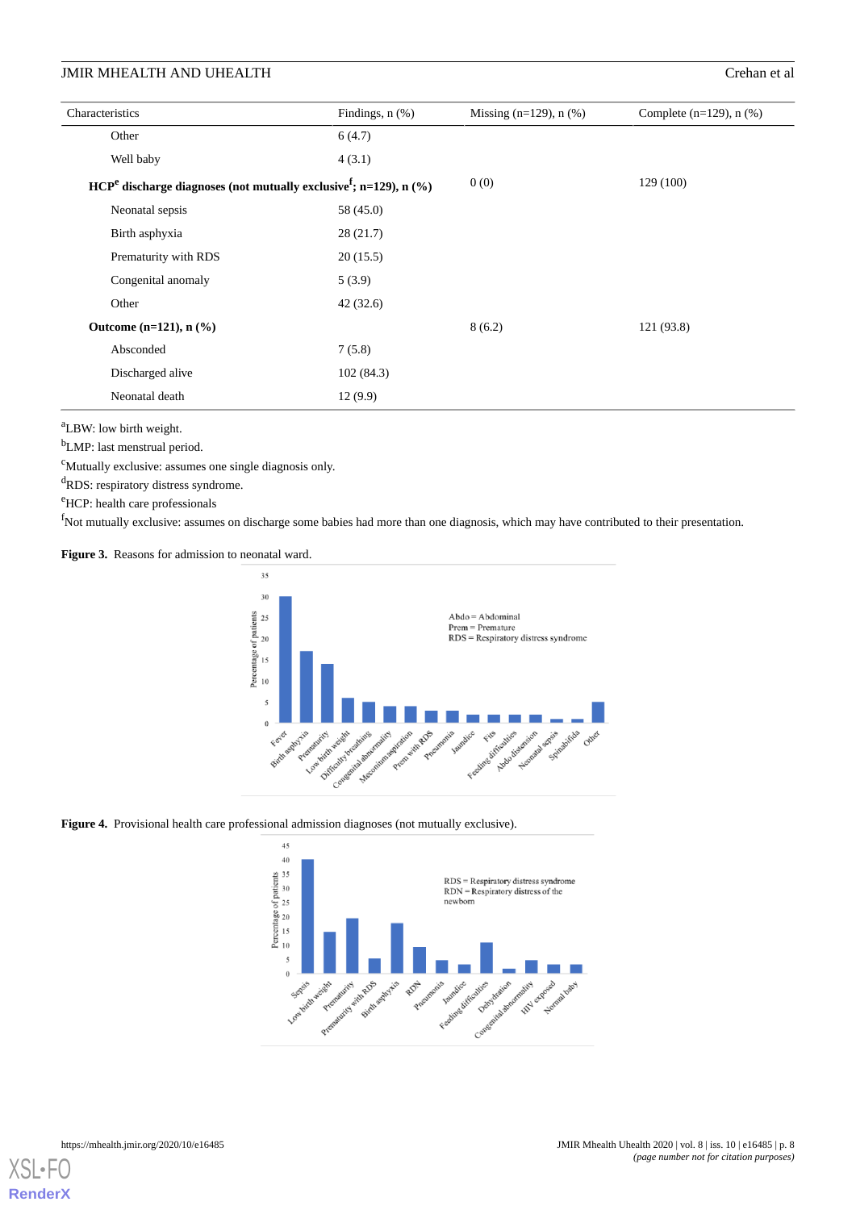| Characteristics | Findings, n (%) | Missing (n=129), n (%) | Complete (n=129), n (%) |
|---|---|---|---|
| Other | 6 (4.7) | | |
| Well baby | 4 (3.1) | | |
| **HCP[e] discharge diagnoses (not mutually exclusive[f]; n=129), n (%)** | | 0 (0) | 129 (100) |
| Neonatal sepsis | 58 (45.0) | | |
| Birth asphyxia | 28 (21.7) | | |
| Prematurity with RDS | 20 (15.5) | | |
| Congenital anomaly | 5 (3.9) | | |
| Other | 42 (32.6) | | |
| **Outcome (n=121), n (%)** | | 8 (6.2) | 121 (93.8) |
| Absconded | 7 (5.8) | | |
| Discharged alive | 102 (84.3) | | |
| Neonatal death | 12 (9.9) | | |

[a]LBW: low birth weight.

[b]LMP: last menstrual period.

[c]Mutually exclusive: assumes one single diagnosis only.

[d]RDS: respiratory distress syndrome.

[e]HCP: health care professionals

[f]Not mutually exclusive: assumes on discharge some babies had more than one diagnosis, which may have contributed to their presentation.

**Figure 3.** Reasons for admission to neonatal ward.

**Figure 4.** Provisional health care professional admission diagnoses (not mutually exclusive).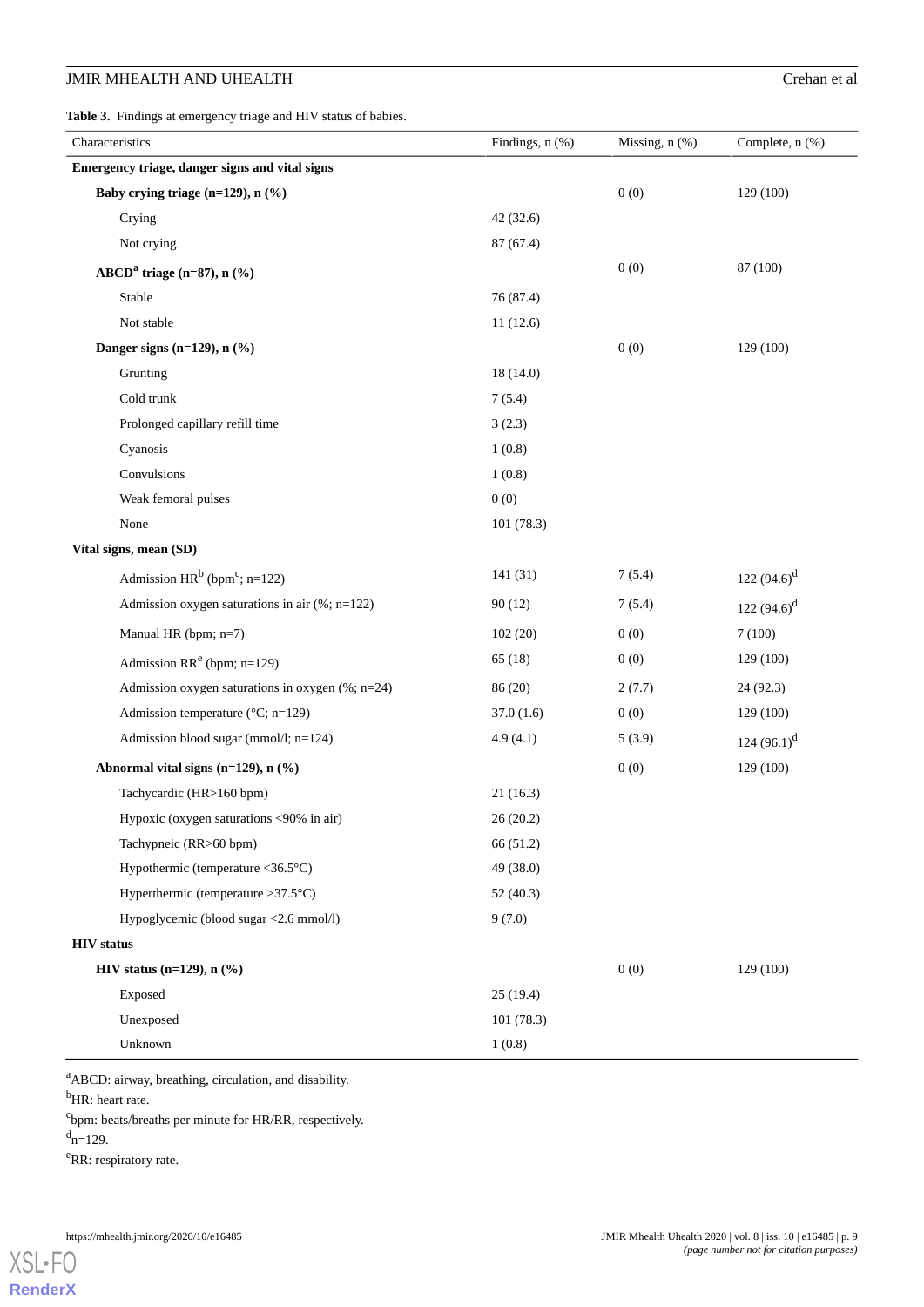**Table 3.** Findings at emergency triage and HIV status of babies.

| Characteristics | Findings, n (%) | Missing, n (%) | Complete, n (%) |
|---|---|---|---|
| **Emergency triage, danger signs and vital signs** | | | |
| **Baby crying triage (n=129), n (%)** | | 0 (0) | 129 (100) |
| Crying | 42 (32.6) | | |
| Not crying | 87 (67.4) | | |
| **ABCD[a] triage (n=87), n (%)** | | 0 (0) | 87 (100) |
| Stable | 76 (87.4) | | |
| Not stable | 11 (12.6) | | |
| **Danger signs (n=129), n (%)** | | 0 (0) | 129 (100) |
| Grunting | 18 (14.0) | | |
| Cold trunk | 7 (5.4) | | |
| Prolonged capillary refill time | 3 (2.3) | | |
| Cyanosis | 1 (0.8) | | |
| Convulsions | 1 (0.8) | | |
| Weak femoral pulses | 0 (0) | | |
| None | 101 (78.3) | | |
| **Vital signs, mean (SD)** | | | |
| Admission HR[b] (bpm[c]; n=122) | 141 (31) | 7 (5.4) | 122 (94.6)[d] |
| Admission oxygen saturations in air (%; n=122) | 90 (12) | 7 (5.4) | 122 (94.6)[d] |
| Manual HR (bpm; n=7) | 102 (20) | 0 (0) | 7 (100) |
| Admission RR[e] (bpm; n=129) | 65 (18) | 0 (0) | 129 (100) |
| Admission oxygen saturations in oxygen (%; n=24) | 86 (20) | 2 (7.7) | 24 (92.3) |
| Admission temperature (°C; n=129) | 37.0 (1.6) | 0 (0) | 129 (100) |
| Admission blood sugar (mmol/l; n=124) | 4.9 (4.1) | 5 (3.9) | 124 (96.1)[d] |
| **Abnormal vital signs (n=129), n (%)** | | 0 (0) | 129 (100) |
| Tachycardic (HR>160 bpm) | 21 (16.3) | | |
| Hypoxic (oxygen saturations <90% in air) | 26 (20.2) | | |
| Tachypneic (RR>60 bpm) | 66 (51.2) | | |
| Hypothermic (temperature <36.5°C) | 49 (38.0) | | |
| Hyperthermic (temperature >37.5°C) | 52 (40.3) | | |
| Hypoglycemic (blood sugar <2.6 mmol/l) | 9 (7.0) | | |
| **HIV status** | | | |
| **HIV status (n=129), n (%)** | | 0 (0) | 129 (100) |
| Exposed | 25 (19.4) | | |
| Unexposed | 101 (78.3) | | |
| Unknown | 1 (0.8) | | |

[a]ABCD: airway, breathing, circulation, and disability.

[b]HR: heart rate.

[c]bpm: beats/breaths per minute for HR/RR, respectively.

[d]n=129.

[e]RR: respiratory rate.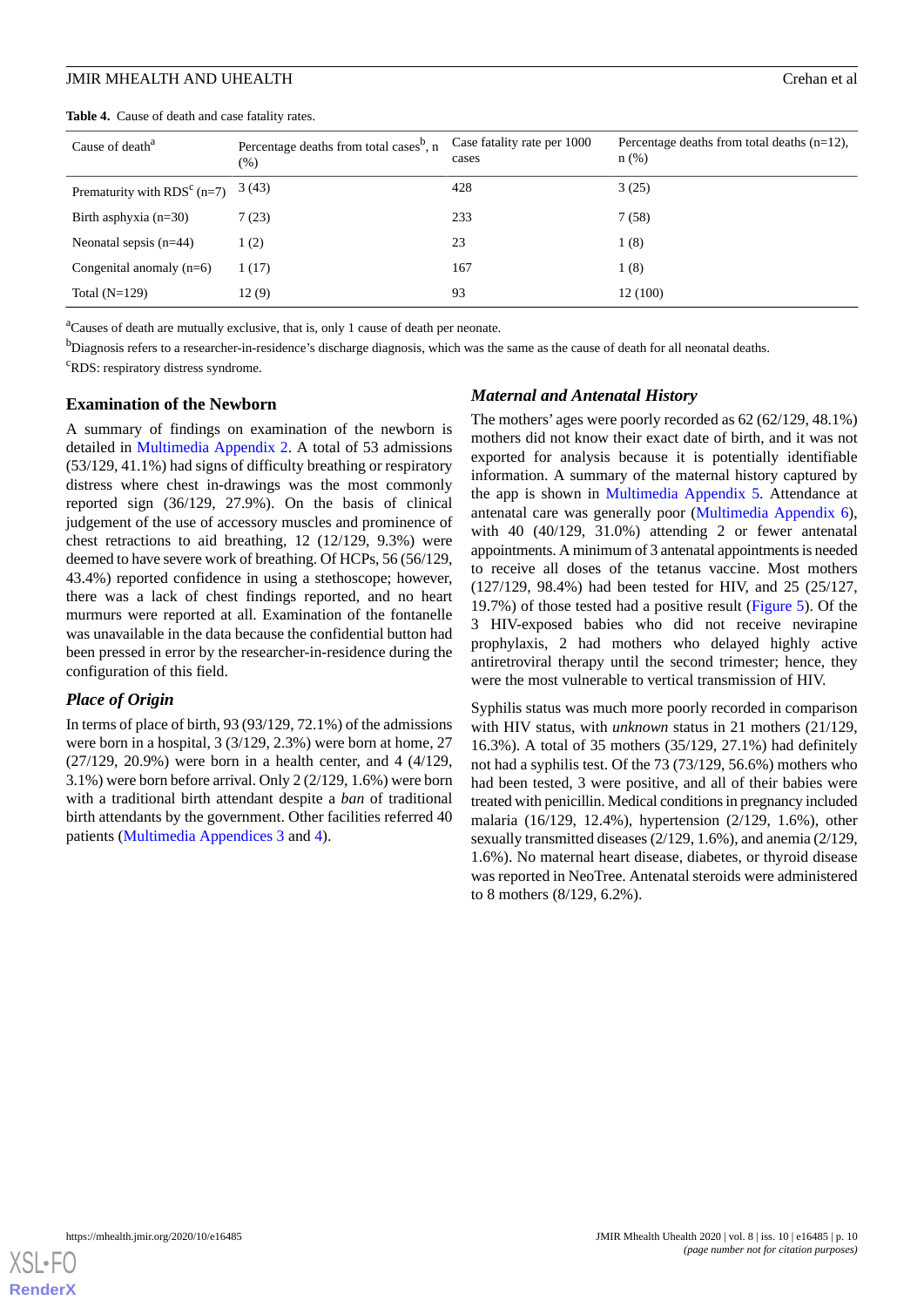**Table 4.** Cause of death and case fatality rates.

| Cause of death[a] | Percentage deaths from total cases[b], n (%) | Case fatality rate per 1000 cases | Percentage deaths from total deaths (n=12), n (%) |
|---|---|---|---|
| Prematurity with RDS[c] (n=7) | 3 (43) | 428 | 3 (25) |
| Birth asphyxia (n=30) | 7 (23) | 233 | 7 (58) |
| Neonatal sepsis (n=44) | 1 (2) | 23 | 1 (8) |
| Congenital anomaly (n=6) | 1 (17) | 167 | 1 (8) |
| Total (N=129) | 12 (9) | 93 | 12 (100) |

[a]Causes of death are mutually exclusive, that is, only 1 cause of death per neonate.

[b]Diagnosis refers to a researcher-in-residence's discharge diagnosis, which was the same as the cause of death for all neonatal deaths.

[c]RDS: respiratory distress syndrome.

### Examination of the Newborn

A summary of findings on examination of the newborn is detailed in Multimedia Appendix 2. A total of 53 admissions (53/129, 41.1%) had signs of difficulty breathing or respiratory distress where chest in-drawings was the most commonly reported sign (36/129, 27.9%). On the basis of clinical judgement of the use of accessory muscles and prominence of chest retractions to aid breathing, 12 (12/129, 9.3%) were deemed to have severe work of breathing. Of HCPs, 56 (56/129, 43.4%) reported confidence in using a stethoscope; however, there was a lack of chest findings reported, and no heart murmurs were reported at all. Examination of the fontanelle was unavailable in the data because the confidential button had been pressed in error by the researcher-in-residence during the configuration of this field.

### *Place of Origin*

In terms of place of birth, 93 (93/129, 72.1%) of the admissions were born in a hospital, 3 (3/129, 2.3%) were born at home, 27 (27/129, 20.9%) were born in a health center, and 4 (4/129, 3.1%) were born before arrival. Only 2 (2/129, 1.6%) were born with a traditional birth attendant despite a *ban* of traditional birth attendants by the government. Other facilities referred 40 patients (Multimedia Appendices 3 and 4).

### *Maternal and Antenatal History*

The mothers' ages were poorly recorded as 62 (62/129, 48.1%) mothers did not know their exact date of birth, and it was not exported for analysis because it is potentially identifiable information. A summary of the maternal history captured by the app is shown in Multimedia Appendix 5. Attendance at antenatal care was generally poor (Multimedia Appendix 6), with 40 (40/129, 31.0%) attending 2 or fewer antenatal appointments. A minimum of 3 antenatal appointments is needed to receive all doses of the tetanus vaccine. Most mothers (127/129, 98.4%) had been tested for HIV, and 25 (25/127, 19.7%) of those tested had a positive result (Figure 5). Of the 3 HIV-exposed babies who did not receive nevirapine prophylaxis, 2 had mothers who delayed highly active antiretroviral therapy until the second trimester; hence, they were the most vulnerable to vertical transmission of HIV.

Syphilis status was much more poorly recorded in comparison with HIV status, with *unknown* status in 21 mothers (21/129, 16.3%). A total of 35 mothers (35/129, 27.1%) had definitely not had a syphilis test. Of the 73 (73/129, 56.6%) mothers who had been tested, 3 were positive, and all of their babies were treated with penicillin. Medical conditions in pregnancy included malaria (16/129, 12.4%), hypertension (2/129, 1.6%), other sexually transmitted diseases (2/129, 1.6%), and anemia (2/129, 1.6%). No maternal heart disease, diabetes, or thyroid disease was reported in NeoTree. Antenatal steroids were administered to 8 mothers (8/129, 6.2%).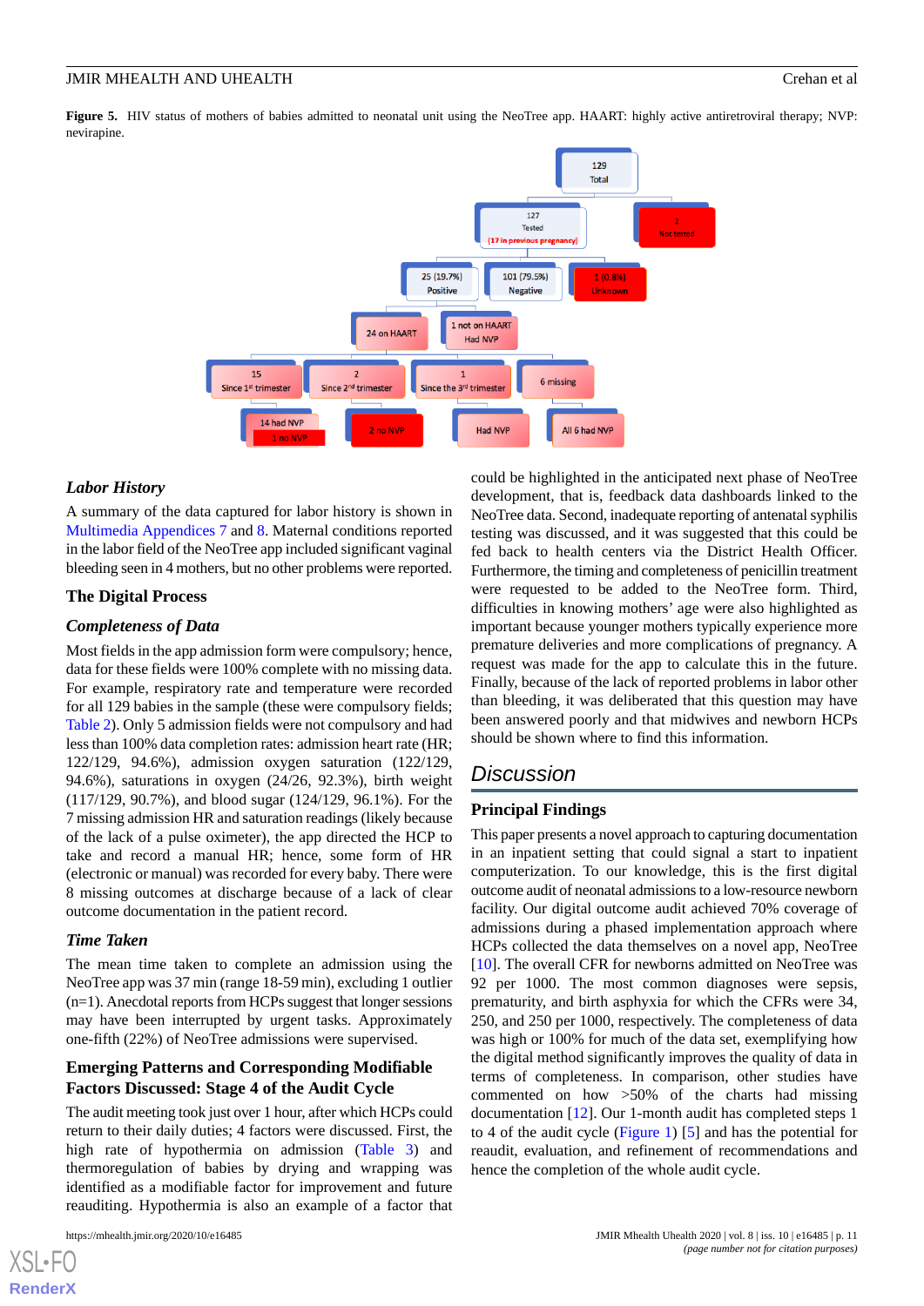**Figure 5.** HIV status of mothers of babies admitted to neonatal unit using the NeoTree app. HAART: highly active antiretroviral therapy; NVP: nevirapine.

### Labor History

A summary of the data captured for labor history is shown in Multimedia Appendices 7 and 8. Maternal conditions reported in the labor field of the NeoTree app included significant vaginal bleeding seen in 4 mothers, but no other problems were reported.

## The Digital Process

### Completeness of Data

Most fields in the app admission form were compulsory; hence, data for these fields were 100% complete with no missing data. For example, respiratory rate and temperature were recorded for all 129 babies in the sample (these were compulsory fields; Table 2). Only 5 admission fields were not compulsory and had less than 100% data completion rates: admission heart rate (HR; 122/129, 94.6%), admission oxygen saturation (122/129, 94.6%), saturations in oxygen (24/26, 92.3%), birth weight (117/129, 90.7%), and blood sugar (124/129, 96.1%). For the 7 missing admission HR and saturation readings (likely because of the lack of a pulse oximeter), the app directed the HCP to take and record a manual HR; hence, some form of HR (electronic or manual) was recorded for every baby. There were 8 missing outcomes at discharge because of a lack of clear outcome documentation in the patient record.

### Time Taken

The mean time taken to complete an admission using the NeoTree app was 37 min (range 18-59 min), excluding 1 outlier (n=1). Anecdotal reports from HCPs suggest that longer sessions may have been interrupted by urgent tasks. Approximately one-fifth (22%) of NeoTree admissions were supervised.

## Emerging Patterns and Corresponding Modifiable Factors Discussed: Stage 4 of the Audit Cycle

The audit meeting took just over 1 hour, after which HCPs could return to their daily duties; 4 factors were discussed. First, the high rate of hypothermia on admission (Table 3) and thermoregulation of babies by drying and wrapping was identified as a modifiable factor for improvement and future reauditing. Hypothermia is also an example of a factor that could be highlighted in the anticipated next phase of NeoTree development, that is, feedback data dashboards linked to the NeoTree data. Second, inadequate reporting of antenatal syphilis testing was discussed, and it was suggested that this could be fed back to health centers via the District Health Officer. Furthermore, the timing and completeness of penicillin treatment were requested to be added to the NeoTree form. Third, difficulties in knowing mothers' age were also highlighted as important because younger mothers typically experience more premature deliveries and more complications of pregnancy. A request was made for the app to calculate this in the future. Finally, because of the lack of reported problems in labor other than bleeding, it was deliberated that this question may have been answered poorly and that midwives and newborn HCPs should be shown where to find this information.

# Discussion

## Principal Findings

This paper presents a novel approach to capturing documentation in an inpatient setting that could signal a start to inpatient computerization. To our knowledge, this is the first digital outcome audit of neonatal admissions to a low-resource newborn facility. Our digital outcome audit achieved 70% coverage of admissions during a phased implementation approach where HCPs collected the data themselves on a novel app, NeoTree [10]. The overall CFR for newborns admitted on NeoTree was 92 per 1000. The most common diagnoses were sepsis, prematurity, and birth asphyxia for which the CFRs were 34, 250, and 250 per 1000, respectively. The completeness of data was high or 100% for much of the data set, exemplifying how the digital method significantly improves the quality of data in terms of completeness. In comparison, other studies have commented on how >50% of the charts had missing documentation [12]. Our 1-month audit has completed steps 1 to 4 of the audit cycle (Figure 1) [5] and has the potential for reaudit, evaluation, and refinement of recommendations and hence the completion of the whole audit cycle.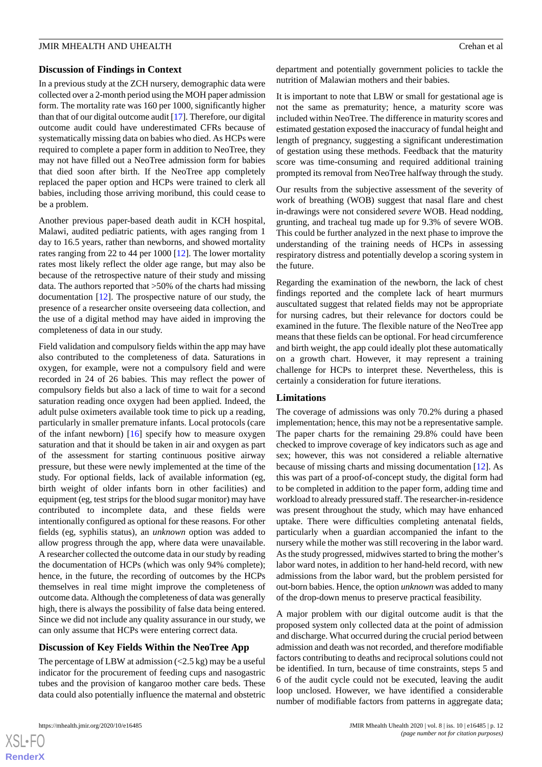### Discussion of Findings in Context

In a previous study at the ZCH nursery, demographic data were collected over a 2-month period using the MOH paper admission form. The mortality rate was 160 per 1000, significantly higher than that of our digital outcome audit [17]. Therefore, our digital outcome audit could have underestimated CFRs because of systematically missing data on babies who died. As HCPs were required to complete a paper form in addition to NeoTree, they may not have filled out a NeoTree admission form for babies that died soon after birth. If the NeoTree app completely replaced the paper option and HCPs were trained to clerk all babies, including those arriving moribund, this could cease to be a problem.

Another previous paper-based death audit in KCH hospital, Malawi, audited pediatric patients, with ages ranging from 1 day to 16.5 years, rather than newborns, and showed mortality rates ranging from 22 to 44 per 1000 [12]. The lower mortality rates most likely reflect the older age range, but may also be because of the retrospective nature of their study and missing data. The authors reported that >50% of the charts had missing documentation [12]. The prospective nature of our study, the presence of a researcher onsite overseeing data collection, and the use of a digital method may have aided in improving the completeness of data in our study.

Field validation and compulsory fields within the app may have also contributed to the completeness of data. Saturations in oxygen, for example, were not a compulsory field and were recorded in 24 of 26 babies. This may reflect the power of compulsory fields but also a lack of time to wait for a second saturation reading once oxygen had been applied. Indeed, the adult pulse oximeters available took time to pick up a reading, particularly in smaller premature infants. Local protocols (care of the infant newborn) [16] specify how to measure oxygen saturation and that it should be taken in air and oxygen as part of the assessment for starting continuous positive airway pressure, but these were newly implemented at the time of the study. For optional fields, lack of available information (eg, birth weight of older infants born in other facilities) and equipment (eg, test strips for the blood sugar monitor) may have contributed to incomplete data, and these fields were intentionally configured as optional for these reasons. For other fields (eg, syphilis status), an *unknown* option was added to allow progress through the app, where data were unavailable. A researcher collected the outcome data in our study by reading the documentation of HCPs (which was only 94% complete); hence, in the future, the recording of outcomes by the HCPs themselves in real time might improve the completeness of outcome data. Although the completeness of data was generally high, there is always the possibility of false data being entered. Since we did not include any quality assurance in our study, we can only assume that HCPs were entering correct data.

### Discussion of Key Fields Within the NeoTree App

The percentage of LBW at admission (<2.5 kg) may be a useful indicator for the procurement of feeding cups and nasogastric tubes and the provision of kangaroo mother care beds. These data could also potentially influence the maternal and obstetric department and potentially government policies to tackle the nutrition of Malawian mothers and their babies.

It is important to note that LBW or small for gestational age is not the same as prematurity; hence, a maturity score was included within NeoTree. The difference in maturity scores and estimated gestation exposed the inaccuracy of fundal height and length of pregnancy, suggesting a significant underestimation of gestation using these methods. Feedback that the maturity score was time-consuming and required additional training prompted its removal from NeoTree halfway through the study.

Our results from the subjective assessment of the severity of work of breathing (WOB) suggest that nasal flare and chest in-drawings were not considered *severe* WOB. Head nodding, grunting, and tracheal tug made up for 9.3% of severe WOB. This could be further analyzed in the next phase to improve the understanding of the training needs of HCPs in assessing respiratory distress and potentially develop a scoring system in the future.

Regarding the examination of the newborn, the lack of chest findings reported and the complete lack of heart murmurs auscultated suggest that related fields may not be appropriate for nursing cadres, but their relevance for doctors could be examined in the future. The flexible nature of the NeoTree app means that these fields can be optional. For head circumference and birth weight, the app could ideally plot these automatically on a growth chart. However, it may represent a training challenge for HCPs to interpret these. Nevertheless, this is certainly a consideration for future iterations.

### Limitations

The coverage of admissions was only 70.2% during a phased implementation; hence, this may not be a representative sample. The paper charts for the remaining 29.8% could have been checked to improve coverage of key indicators such as age and sex; however, this was not considered a reliable alternative because of missing charts and missing documentation [12]. As this was part of a proof-of-concept study, the digital form had to be completed in addition to the paper form, adding time and workload to already pressured staff. The researcher-in-residence was present throughout the study, which may have enhanced uptake. There were difficulties completing antenatal fields, particularly when a guardian accompanied the infant to the nursery while the mother was still recovering in the labor ward. As the study progressed, midwives started to bring the mother's labor ward notes, in addition to her hand-held record, with new admissions from the labor ward, but the problem persisted for out-born babies. Hence, the option *unknown* was added to many of the drop-down menus to preserve practical feasibility.

A major problem with our digital outcome audit is that the proposed system only collected data at the point of admission and discharge. What occurred during the crucial period between admission and death was not recorded, and therefore modifiable factors contributing to deaths and reciprocal solutions could not be identified. In turn, because of time constraints, steps 5 and 6 of the audit cycle could not be executed, leaving the audit loop unclosed. However, we have identified a considerable number of modifiable factors from patterns in aggregate data;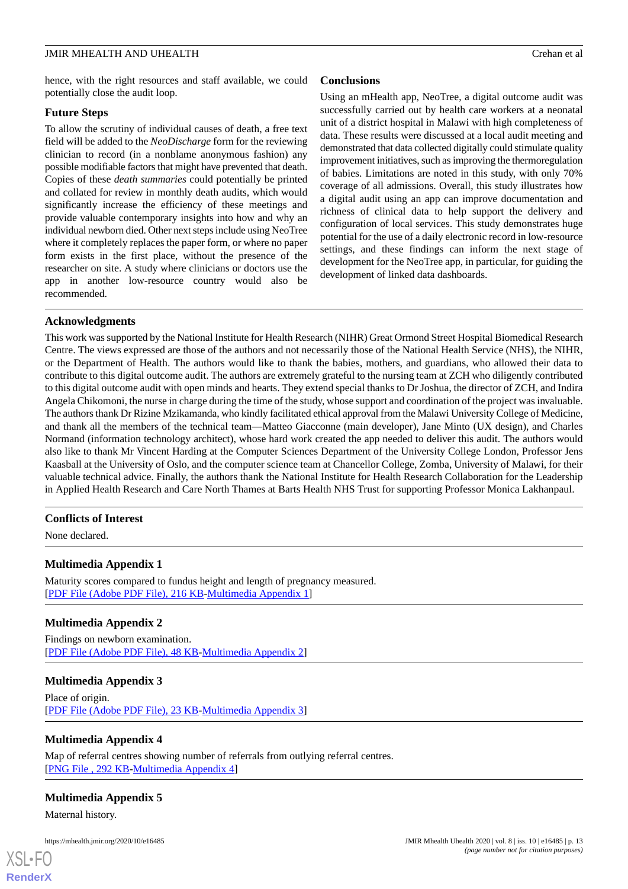hence, with the right resources and staff available, we could potentially close the audit loop.

### Future Steps

To allow the scrutiny of individual causes of death, a free text field will be added to the *NeoDischarge* form for the reviewing clinician to record (in a nonblame anonymous fashion) any possible modifiable factors that might have prevented that death. Copies of these *death summaries* could potentially be printed and collated for review in monthly death audits, which would significantly increase the efficiency of these meetings and provide valuable contemporary insights into how and why an individual newborn died. Other next steps include using NeoTree where it completely replaces the paper form, or where no paper form exists in the first place, without the presence of the researcher on site. A study where clinicians or doctors use the app in another low-resource country would also be recommended.

### Conclusions

Using an mHealth app, NeoTree, a digital outcome audit was successfully carried out by health care workers at a neonatal unit of a district hospital in Malawi with high completeness of data. These results were discussed at a local audit meeting and demonstrated that data collected digitally could stimulate quality improvement initiatives, such as improving the thermoregulation of babies. Limitations are noted in this study, with only 70% coverage of all admissions. Overall, this study illustrates how a digital audit using an app can improve documentation and richness of clinical data to help support the delivery and configuration of local services. This study demonstrates huge potential for the use of a daily electronic record in low-resource settings, and these findings can inform the next stage of development for the NeoTree app, in particular, for guiding the development of linked data dashboards.

## Acknowledgments

This work was supported by the National Institute for Health Research (NIHR) Great Ormond Street Hospital Biomedical Research Centre. The views expressed are those of the authors and not necessarily those of the National Health Service (NHS), the NIHR, or the Department of Health. The authors would like to thank the babies, mothers, and guardians, who allowed their data to contribute to this digital outcome audit. The authors are extremely grateful to the nursing team at ZCH who diligently contributed to this digital outcome audit with open minds and hearts. They extend special thanks to Dr Joshua, the director of ZCH, and Indira Angela Chikomoni, the nurse in charge during the time of the study, whose support and coordination of the project was invaluable. The authors thank Dr Rizine Mzikamanda, who kindly facilitated ethical approval from the Malawi University College of Medicine, and thank all the members of the technical team—Matteo Giacconne (main developer), Jane Minto (UX design), and Charles Normand (information technology architect), whose hard work created the app needed to deliver this audit. The authors would also like to thank Mr Vincent Harding at the Computer Sciences Department of the University College London, Professor Jens Kaasball at the University of Oslo, and the computer science team at Chancellor College, Zomba, University of Malawi, for their valuable technical advice. Finally, the authors thank the National Institute for Health Research Collaboration for the Leadership in Applied Health Research and Care North Thames at Barts Health NHS Trust for supporting Professor Monica Lakhanpaul.

## Conflicts of Interest

None declared.

## Multimedia Appendix 1

Maturity scores compared to fundus height and length of pregnancy measured.
[PDF File (Adobe PDF File), 216 KB-Multimedia Appendix 1]

## Multimedia Appendix 2

Findings on newborn examination.
[PDF File (Adobe PDF File), 48 KB-Multimedia Appendix 2]

## Multimedia Appendix 3

Place of origin.
[PDF File (Adobe PDF File), 23 KB-Multimedia Appendix 3]

## Multimedia Appendix 4

Map of referral centres showing number of referrals from outlying referral centres.
[PNG File , 292 KB-Multimedia Appendix 4]

## Multimedia Appendix 5

Maternal history.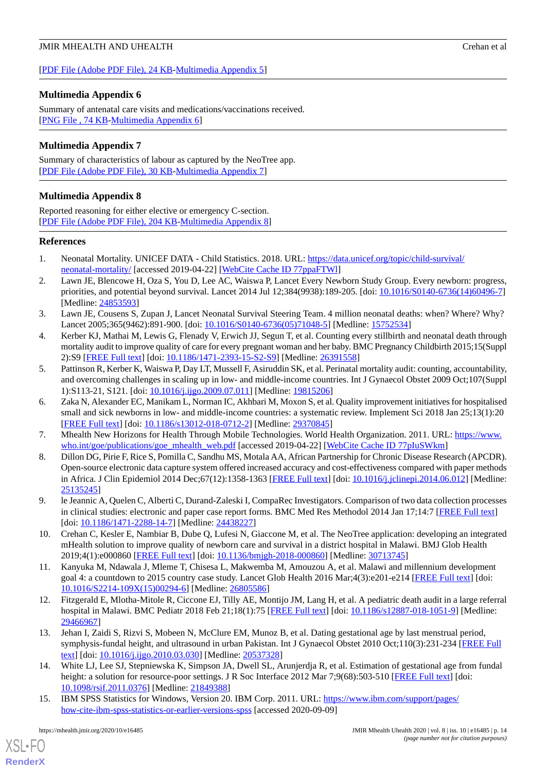[PDF File (Adobe PDF File), 24 KB-Multimedia Appendix 5]

### Multimedia Appendix 6

Summary of antenatal care visits and medications/vaccinations received.
[PNG File , 74 KB-Multimedia Appendix 6]

### Multimedia Appendix 7

Summary of characteristics of labour as captured by the NeoTree app.
[PDF File (Adobe PDF File), 30 KB-Multimedia Appendix 7]

### Multimedia Appendix 8

Reported reasoning for either elective or emergency C-section.
[PDF File (Adobe PDF File), 204 KB-Multimedia Appendix 8]

## References

1. Neonatal Mortality. UNICEF DATA - Child Statistics. 2018. URL: https://data.unicef.org/topic/child-survival/neonatal-mortality/ [accessed 2019-04-22] [WebCite Cache ID 77ppaFTWl]
2. Lawn JE, Blencowe H, Oza S, You D, Lee AC, Waiswa P, Lancet Every Newborn Study Group. Every newborn: progress, priorities, and potential beyond survival. Lancet 2014 Jul 12;384(9938):189-205. [doi: 10.1016/S0140-6736(14)60496-7] [Medline: 24853593]
3. Lawn JE, Cousens S, Zupan J, Lancet Neonatal Survival Steering Team. 4 million neonatal deaths: when? Where? Why? Lancet 2005;365(9462):891-900. [doi: 10.1016/S0140-6736(05)71048-5] [Medline: 15752534]
4. Kerber KJ, Mathai M, Lewis G, Flenady V, Erwich JJ, Segun T, et al. Counting every stillbirth and neonatal death through mortality audit to improve quality of care for every pregnant woman and her baby. BMC Pregnancy Childbirth 2015;15(Suppl 2):S9 [FREE Full text] [doi: 10.1186/1471-2393-15-S2-S9] [Medline: 26391558]
5. Pattinson R, Kerber K, Waiswa P, Day LT, Mussell F, Asiruddin SK, et al. Perinatal mortality audit: counting, accountability, and overcoming challenges in scaling up in low- and middle-income countries. Int J Gynaecol Obstet 2009 Oct;107(Suppl 1):S113-21, S121. [doi: 10.1016/j.ijgo.2009.07.011] [Medline: 19815206]
6. Zaka N, Alexander EC, Manikam L, Norman IC, Akhbari M, Moxon S, et al. Quality improvement initiatives for hospitalised small and sick newborns in low- and middle-income countries: a systematic review. Implement Sci 2018 Jan 25;13(1):20 [FREE Full text] [doi: 10.1186/s13012-018-0712-2] [Medline: 29370845]
7. Mhealth New Horizons for Health Through Mobile Technologies. World Health Organization. 2011. URL: https://www.who.int/goe/publications/goe_mhealth_web.pdf [accessed 2019-04-22] [WebCite Cache ID 77pIuSWkm]
8. Dillon DG, Pirie F, Rice S, Pomilla C, Sandhu MS, Motala AA, African Partnership for Chronic Disease Research (APCDR). Open-source electronic data capture system offered increased accuracy and cost-effectiveness compared with paper methods in Africa. J Clin Epidemiol 2014 Dec;67(12):1358-1363 [FREE Full text] [doi: 10.1016/j.jclinepi.2014.06.012] [Medline: 25135245]
9. le Jeannic A, Quelen C, Alberti C, Durand-Zaleski I, CompaRec Investigators. Comparison of two data collection processes in clinical studies: electronic and paper case report forms. BMC Med Res Methodol 2014 Jan 17;14:7 [FREE Full text] [doi: 10.1186/1471-2288-14-7] [Medline: 24438227]
10. Crehan C, Kesler E, Nambiar B, Dube Q, Lufesi N, Giaccone M, et al. The NeoTree application: developing an integrated mHealth solution to improve quality of newborn care and survival in a district hospital in Malawi. BMJ Glob Health 2019;4(1):e000860 [FREE Full text] [doi: 10.1136/bmjgh-2018-000860] [Medline: 30713745]
11. Kanyuka M, Ndawala J, Mleme T, Chisesa L, Makwemba M, Amouzou A, et al. Malawi and millennium development goal 4: a countdown to 2015 country case study. Lancet Glob Health 2016 Mar;4(3):e201-e214 [FREE Full text] [doi: 10.1016/S2214-109X(15)00294-6] [Medline: 26805586]
12. Fitzgerald E, Mlotha-Mitole R, Ciccone EJ, Tilly AE, Montijo JM, Lang H, et al. A pediatric death audit in a large referral hospital in Malawi. BMC Pediatr 2018 Feb 21;18(1):75 [FREE Full text] [doi: 10.1186/s12887-018-1051-9] [Medline: 29466967]
13. Jehan I, Zaidi S, Rizvi S, Mobeen N, McClure EM, Munoz B, et al. Dating gestational age by last menstrual period, symphysis-fundal height, and ultrasound in urban Pakistan. Int J Gynaecol Obstet 2010 Oct;110(3):231-234 [FREE Full text] [doi: 10.1016/j.ijgo.2010.03.030] [Medline: 20537328]
14. White LJ, Lee SJ, Stepniewska K, Simpson JA, Dwell SL, Arunjerdja R, et al. Estimation of gestational age from fundal height: a solution for resource-poor settings. J R Soc Interface 2012 Mar 7;9(68):503-510 [FREE Full text] [doi: 10.1098/rsif.2011.0376] [Medline: 21849388]
15. IBM SPSS Statistics for Windows, Version 20. IBM Corp. 2011. URL: https://www.ibm.com/support/pages/how-cite-ibm-spss-statistics-or-earlier-versions-spss [accessed 2020-09-09]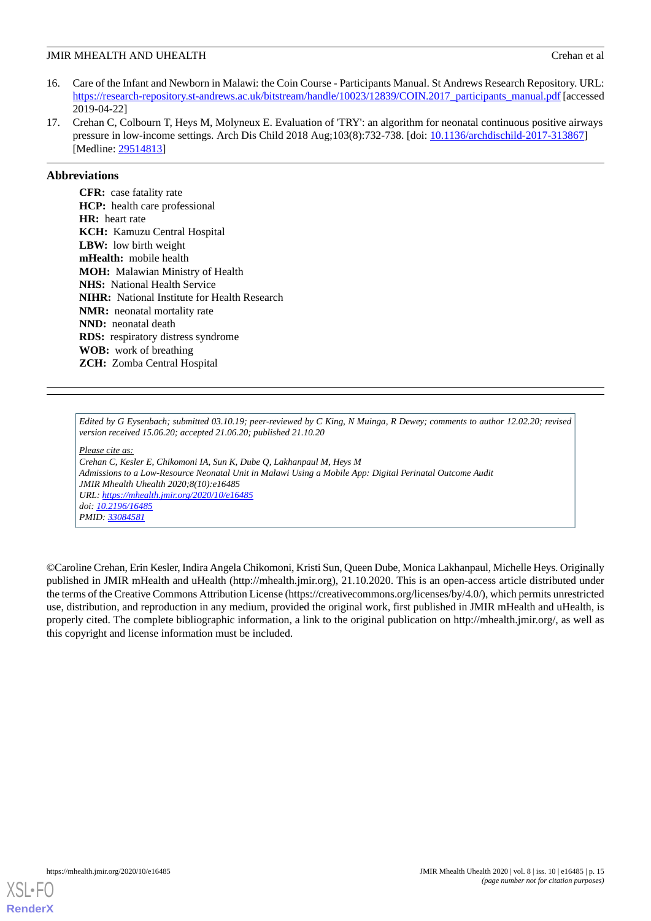16. Care of the Infant and Newborn in Malawi: the Coin Course - Participants Manual. St Andrews Research Repository. URL: https://research-repository.st-andrews.ac.uk/bitstream/handle/10023/12839/COIN.2017_participants_manual.pdf [accessed 2019-04-22]
17. Crehan C, Colbourn T, Heys M, Molyneux E. Evaluation of 'TRY': an algorithm for neonatal continuous positive airways pressure in low-income settings. Arch Dis Child 2018 Aug;103(8):732-738. [doi: 10.1136/archdischild-2017-313867] [Medline: 29514813]

## Abbreviations

**CFR:** case fatality rate
**HCP:** health care professional
**HR:** heart rate
**KCH:** Kamuzu Central Hospital
**LBW:** low birth weight
**mHealth:** mobile health
**MOH:** Malawian Ministry of Health
**NHS:** National Health Service
**NIHR:** National Institute for Health Research
**NMR:** neonatal mortality rate
**NND:** neonatal death
**RDS:** respiratory distress syndrome
**WOB:** work of breathing
**ZCH:** Zomba Central Hospital

---

*Edited by G Eysenbach; submitted 03.10.19; peer-reviewed by C King, N Muinga, R Dewey; comments to author 12.02.20; revised version received 15.06.20; accepted 21.06.20; published 21.10.20*

*Please cite as:*
*Crehan C, Kesler E, Chikomoni IA, Sun K, Dube Q, Lakhanpaul M, Heys M*
*Admissions to a Low-Resource Neonatal Unit in Malawi Using a Mobile App: Digital Perinatal Outcome Audit*
*JMIR Mhealth Uhealth 2020;8(10):e16485*
*URL: https://mhealth.jmir.org/2020/10/e16485*
*doi: 10.2196/16485*
*PMID: 33084581*

©Caroline Crehan, Erin Kesler, Indira Angela Chikomoni, Kristi Sun, Queen Dube, Monica Lakhanpaul, Michelle Heys. Originally published in JMIR mHealth and uHealth (http://mhealth.jmir.org), 21.10.2020. This is an open-access article distributed under the terms of the Creative Commons Attribution License (https://creativecommons.org/licenses/by/4.0/), which permits unrestricted use, distribution, and reproduction in any medium, provided the original work, first published in JMIR mHealth and uHealth, is properly cited. The complete bibliographic information, a link to the original publication on http://mhealth.jmir.org/, as well as this copyright and license information must be included.